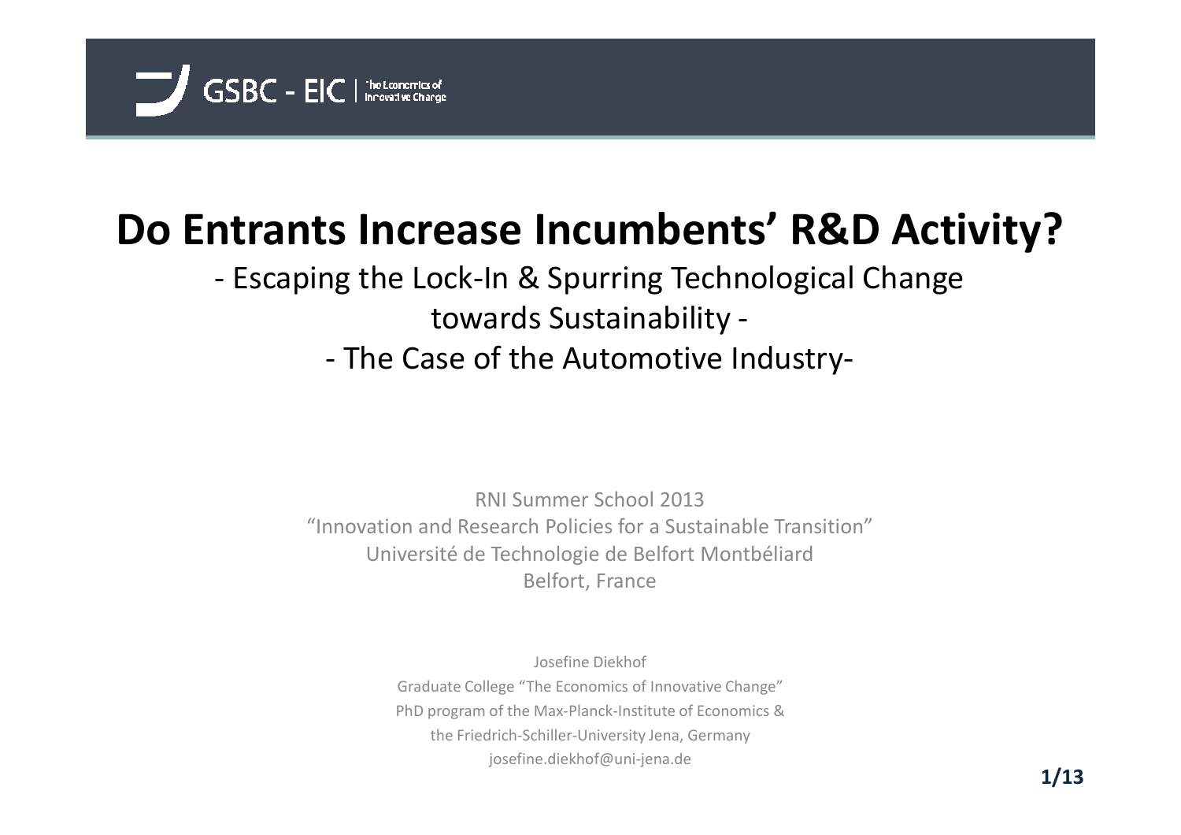GSBC - EIC | The Economics of Innovative Change

# Do Entrants Increase Incumbents' R&D Activity?

## - Escaping the Lock-In & Spurring Technological Change towards Sustainability -

## - The Case of the Automotive Industry-

RNI Summer School 2013
"Innovation and Research Policies for a Sustainable Transition"
Université de Technologie de Belfort Montbéliard
Belfort, France

Josefine Diekhof
Graduate College "The Economics of Innovative Change"
PhD program of the Max-Planck-Institute of Economics &
the Friedrich-Schiller-University Jena, Germany
josefine.diekhof@uni-jena.de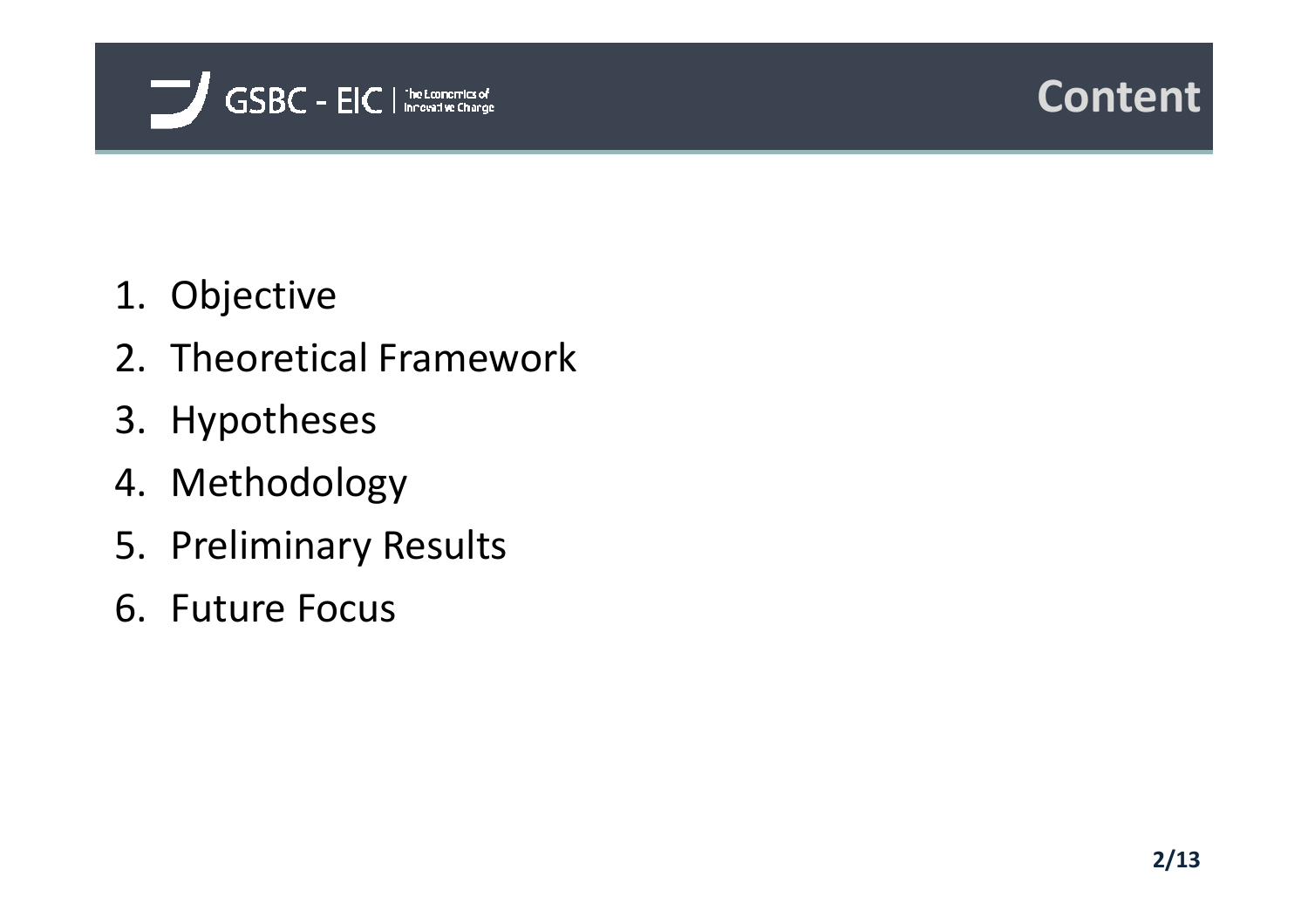# Content

1. Objective
2. Theoretical Framework
3. Hypotheses
4. Methodology
5. Preliminary Results
6. Future Focus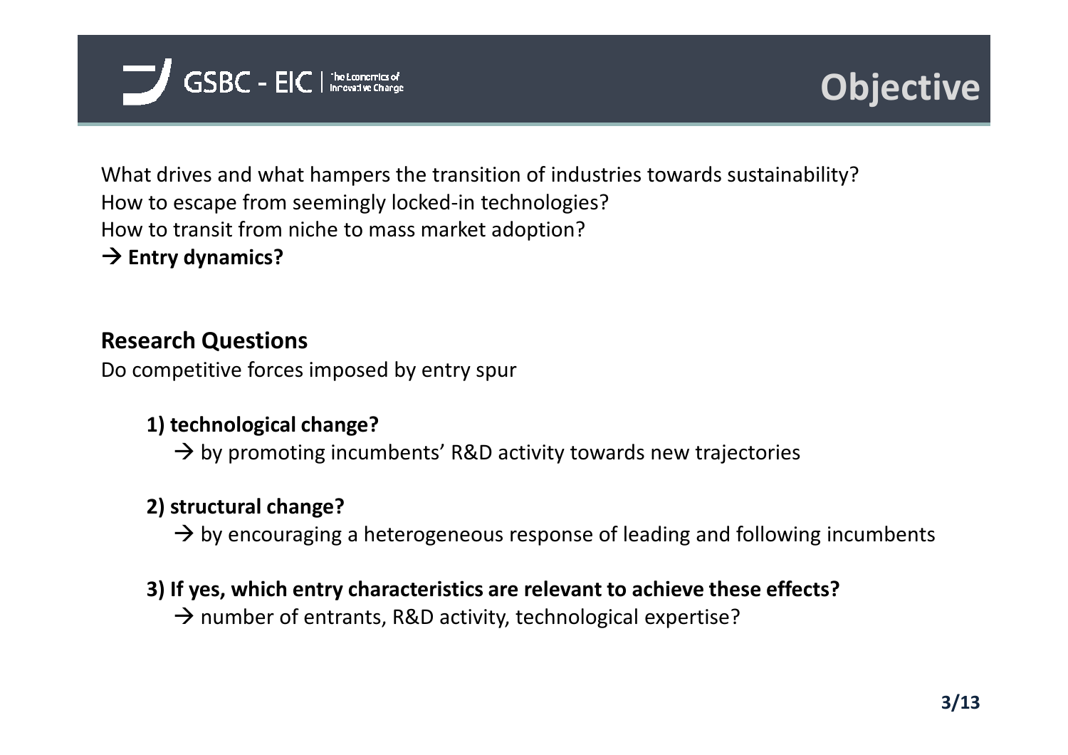# Objective

What drives and what hampers the transition of industries towards sustainability?
How to escape from seemingly locked-in technologies?
How to transit from niche to mass market adoption?
→ **Entry dynamics?**

## Research Questions

Do competitive forces imposed by entry spur

**1) technological change?**

→ by promoting incumbents' R&D activity towards new trajectories

**2) structural change?**

→ by encouraging a heterogeneous response of leading and following incumbents

**3) If yes, which entry characteristics are relevant to achieve these effects?**

→ number of entrants, R&D activity, technological expertise?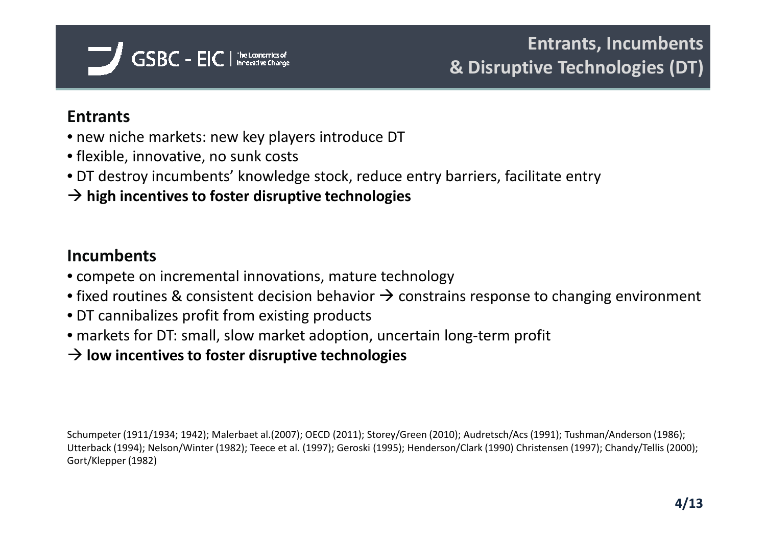# Entrants, Incumbents & Disruptive Technologies (DT)

## Entrants

- new niche markets: new key players introduce DT
- flexible, innovative, no sunk costs
- DT destroy incumbents' knowledge stock, reduce entry barriers, facilitate entry

→ **high incentives to foster disruptive technologies**

## Incumbents

- compete on incremental innovations, mature technology
- fixed routines & consistent decision behavior → constrains response to changing environment
- DT cannibalizes profit from existing products
- markets for DT: small, slow market adoption, uncertain long-term profit

→ **low incentives to foster disruptive technologies**

Schumpeter (1911/1934; 1942); Malerbaet al.(2007); OECD (2011); Storey/Green (2010); Audretsch/Acs (1991); Tushman/Anderson (1986); Utterback (1994); Nelson/Winter (1982); Teece et al. (1997); Geroski (1995); Henderson/Clark (1990) Christensen (1997); Chandy/Tellis (2000); Gort/Klepper (1982)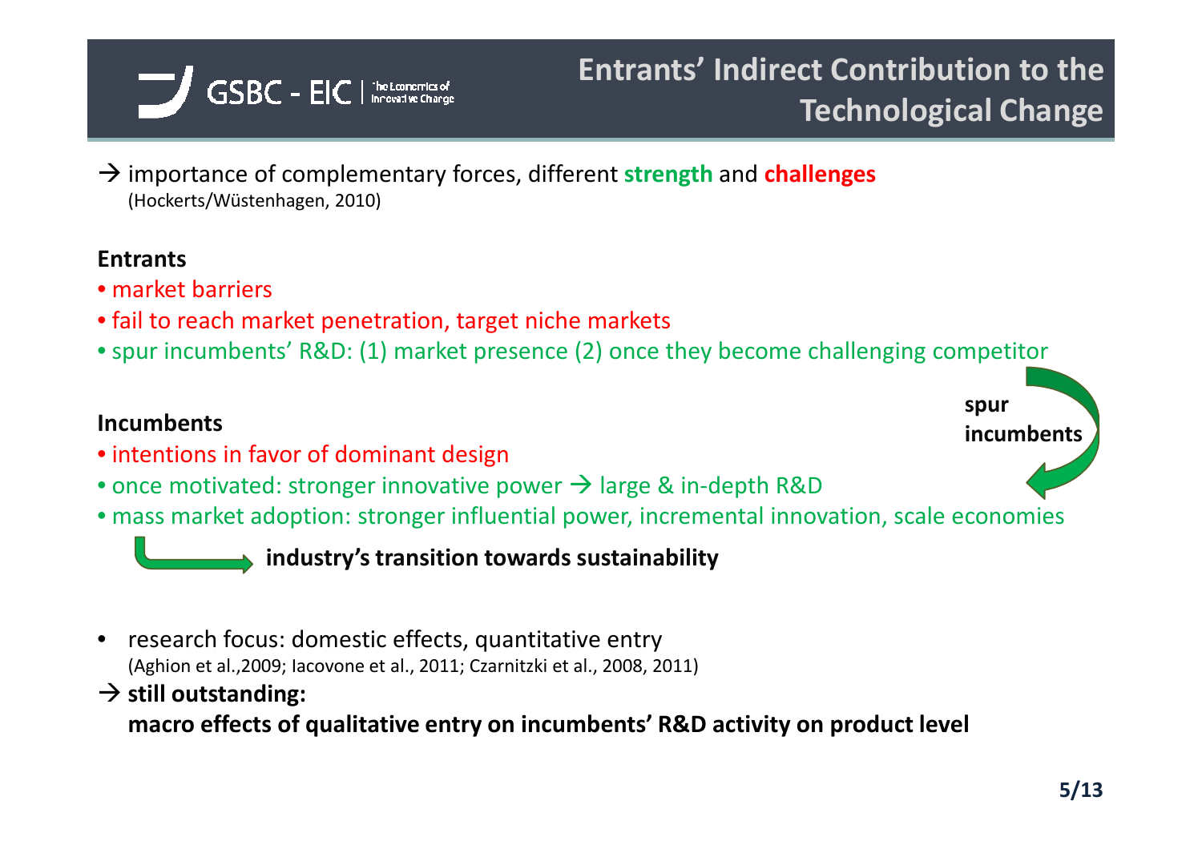# Entrants' Indirect Contribution to the Technological Change

→ importance of complementary forces, different **strength** and **challenges**
(Hockerts/Wüstenhagen, 2010)

**Entrants**

- market barriers
- fail to reach market penetration, target niche markets
- spur incumbents' R&D: (1) market presence (2) once they become challenging competitor

**spur incumbents**

**Incumbents**

- intentions in favor of dominant design
- once motivated: stronger innovative power → large & in-depth R&D
- mass market adoption: stronger influential power, incremental innovation, scale economies

→ **industry's transition towards sustainability**

- research focus: domestic effects, quantitative entry
  (Aghion et al.,2009; Iacovone et al., 2011; Czarnitzki et al., 2008, 2011)

→ **still outstanding:**
**macro effects of qualitative entry on incumbents' R&D activity on product level**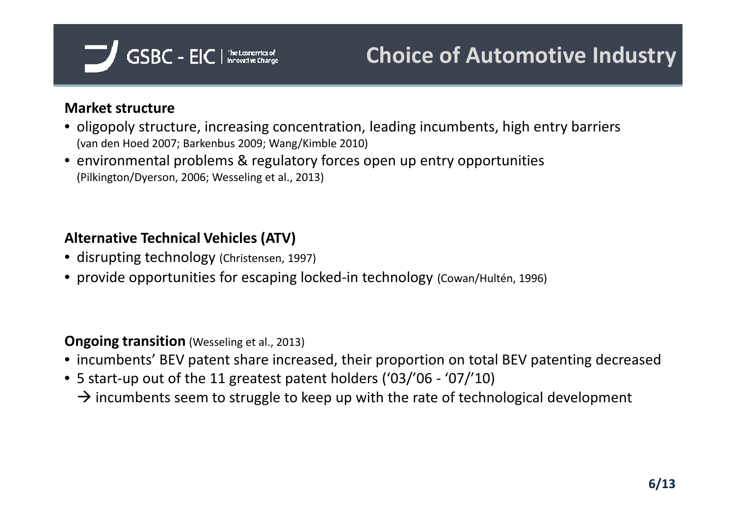# Choice of Automotive Industry

**Market structure**

- oligopoly structure, increasing concentration, leading incumbents, high entry barriers (van den Hoed 2007; Barkenbus 2009; Wang/Kimble 2010)
- environmental problems & regulatory forces open up entry opportunities (Pilkington/Dyerson, 2006; Wesseling et al., 2013)

**Alternative Technical Vehicles (ATV)**

- disrupting technology (Christensen, 1997)
- provide opportunities for escaping locked-in technology (Cowan/Hultén, 1996)

**Ongoing transition** (Wesseling et al., 2013)

- incumbents' BEV patent share increased, their proportion on total BEV patenting decreased
- 5 start-up out of the 11 greatest patent holders ('03/'06 - '07/'10)
  → incumbents seem to struggle to keep up with the rate of technological development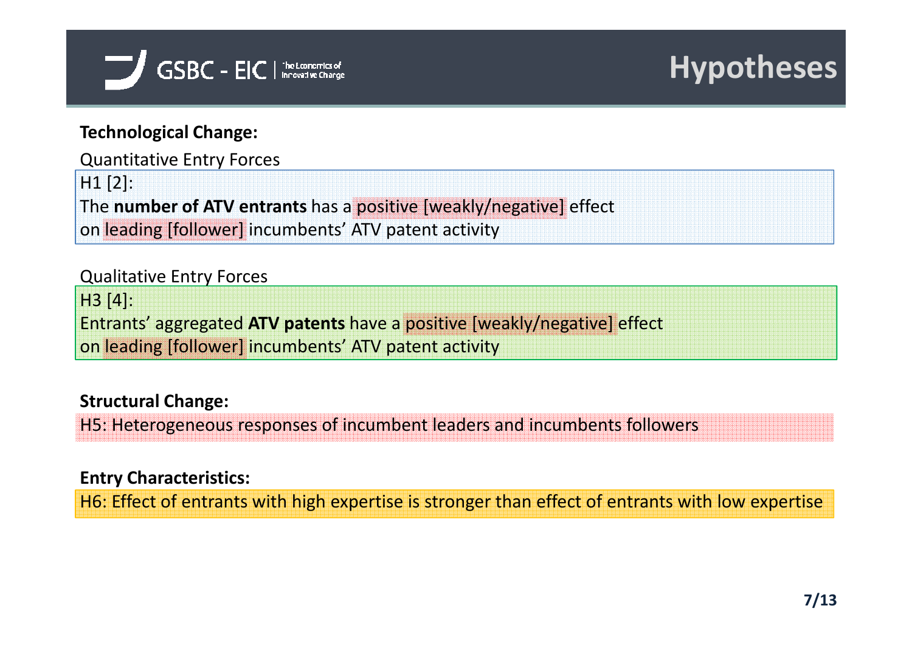# Hypotheses

**Technological Change:**

Quantitative Entry Forces

H1 [2]:
The **number of ATV entrants** has a positive [weakly/negative] effect on leading [follower] incumbents' ATV patent activity

Qualitative Entry Forces

H3 [4]:
Entrants' aggregated **ATV patents** have a positive [weakly/negative] effect on leading [follower] incumbents' ATV patent activity

**Structural Change:**

H5: Heterogeneous responses of incumbent leaders and incumbents followers

**Entry Characteristics:**

H6: Effect of entrants with high expertise is stronger than effect of entrants with low expertise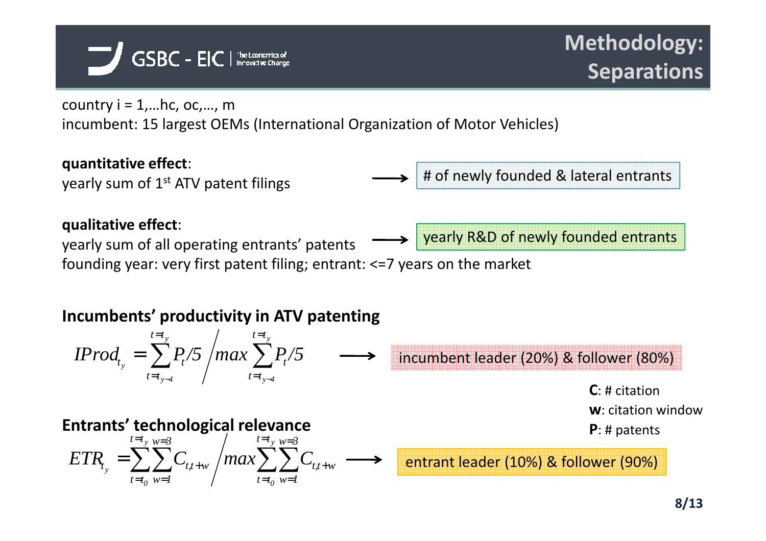# Methodology: Separations

country i = 1,…hc, oc,…, m
incumbent: 15 largest OEMs (International Organization of Motor Vehicles)

**quantitative effect**:
yearly sum of 1st ATV patent filings → # of newly founded & lateral entrants

**qualitative effect**:
yearly sum of all operating entrants' patents → yearly R&D of newly founded entrants
founding year: very first patent filing; entrant: <=7 years on the market

**Incumbents' productivity in ATV patenting**

$$IProd_{t_y} = \sum_{t=t_{y-4}}^{t=t_y} P_t/5 \Big/ max \sum_{t=t_{y-4}}^{t=t_y} P_t/5$$

→ incumbent leader (20%) & follower (80%)

**Entrants' technological relevance**

$$ETR_{t_y} = \sum_{t=t_0}^{t=t_y} \sum_{w=1}^{w=3} C_{t,t+w} \Big/ max \sum_{t=t_0}^{t=t_y} \sum_{w=1}^{w=3} C_{t,t+w}$$

→ entrant leader (10%) & follower (90%)

**C**: # citation
**w**: citation window
**P**: # patents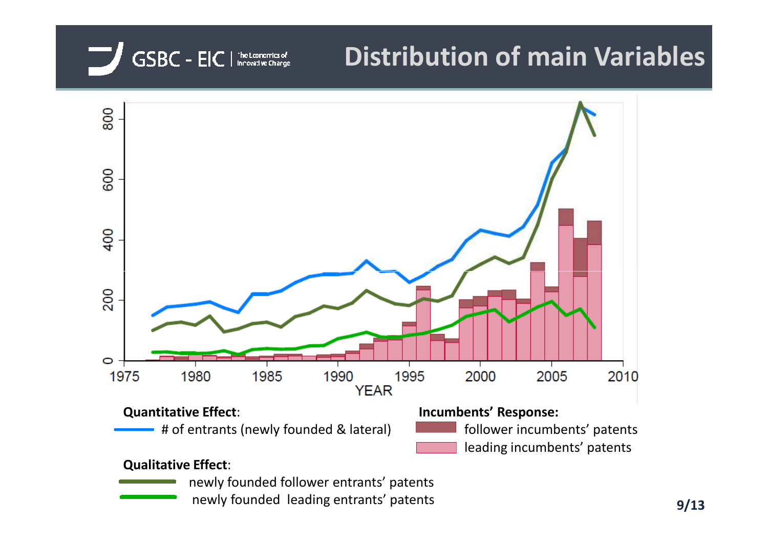# Distribution of main Variables

**Quantitative Effect**:

- # of entrants (newly founded & lateral)

**Incumbents' Response:**

- follower incumbents' patents
- leading incumbents' patents

**Qualitative Effect**:

- newly founded follower entrants' patents
- newly founded leading entrants' patents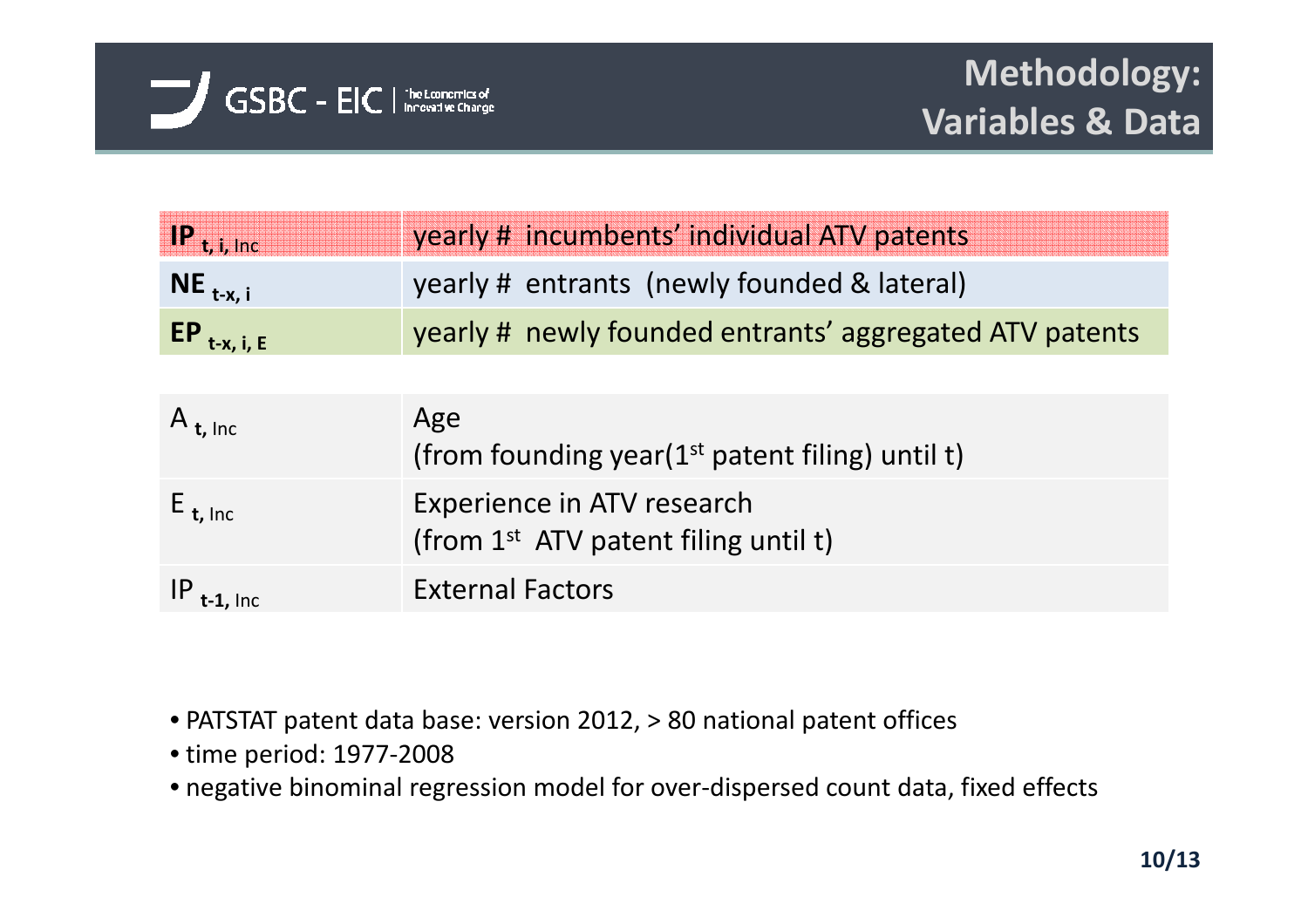# Methodology: Variables & Data

| | |
|---|---|
| **$IP_{t, i, Inc}$** | yearly # incumbents' individual ATV patents |
| **$NE_{t-x, i}$** | yearly # entrants (newly founded & lateral) |
| **$EP_{t-x, i, E}$** | yearly # newly founded entrants' aggregated ATV patents |

| | |
|---|---|
| $A_{t, Inc}$ | Age (from founding year(1st patent filing) until t) |
| $E_{t, Inc}$ | Experience in ATV research (from 1st ATV patent filing until t) |
| $IP_{t-1, Inc}$ | External Factors |

- PATSTAT patent data base: version 2012, > 80 national patent offices
- time period: 1977-2008
- negative binominal regression model for over-dispersed count data, fixed effects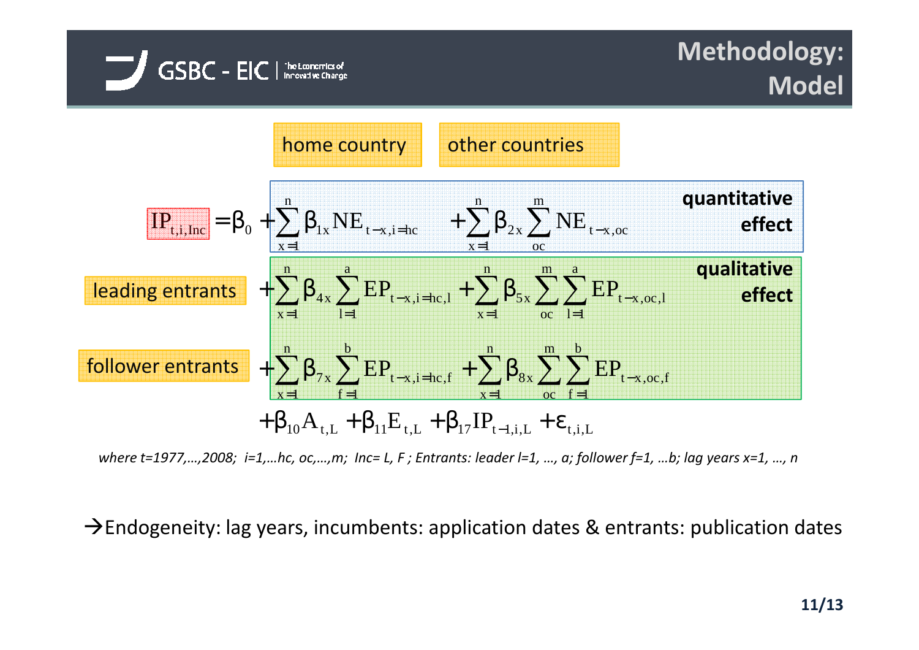# Methodology: Model

home country | other countries

$$
\begin{aligned}
IP_{t,i,Inc} = \beta_0 &+ \sum_{x=1}^{n} \beta_{1x} NE_{t-x,i=hc} + \sum_{x=1}^{n} \beta_{2x} \sum_{oc}^{m} NE_{t-x,oc} && \text{(quantitative effect)} \\
&+ \sum_{x=1}^{n} \beta_{4x} \sum_{l=1}^{a} EP_{t-x,i=hc,l} + \sum_{x=1}^{n} \beta_{5x} \sum_{oc}^{m} \sum_{l=1}^{a} EP_{t-x,oc,l} && \text{(leading entrants; qualitative effect)} \\
&+ \sum_{x=1}^{n} \beta_{7x} \sum_{f=1}^{b} EP_{t-x,i=hc,f} + \sum_{x=1}^{n} \beta_{8x} \sum_{oc}^{m} \sum_{f=1}^{b} EP_{t-x,oc,f} && \text{(follower entrants; qualitative effect)} \\
&+ \beta_{10} A_{t,L} + \beta_{11} E_{t,L} + \beta_{17} IP_{t-1,i,L} + \varepsilon_{t,i,L}
\end{aligned}
$$

*where t=1977,…,2008; i=1,…hc, oc,…,m; Inc= L, F ; Entrants: leader l=1, …, a; follower f=1, …b; lag years x=1, …, n*

→Endogeneity: lag years, incumbents: application dates & entrants: publication dates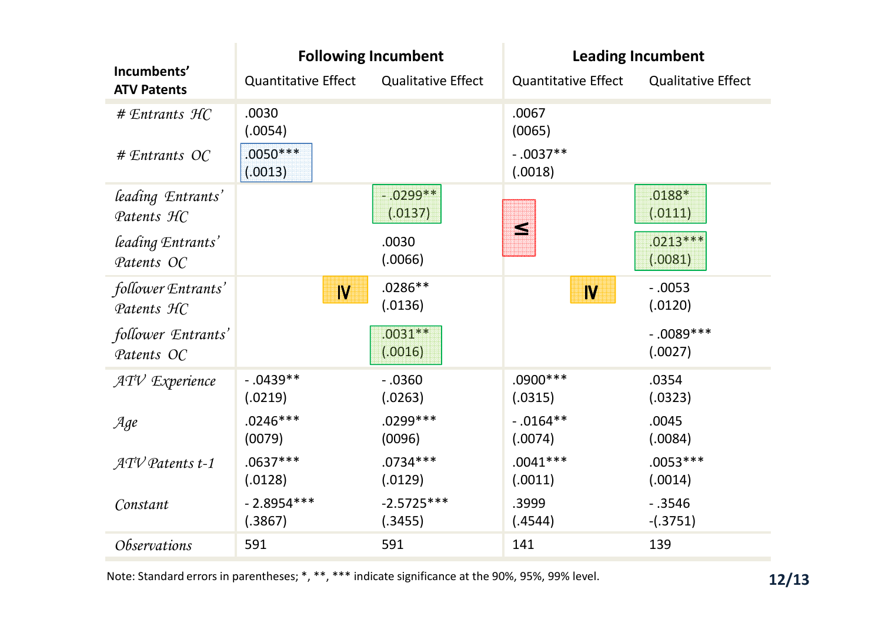| Incumbents' ATV Patents | Following Incumbent | | Leading Incumbent | |
|---|---|---|---|---|
| | Quantitative Effect | Qualitative Effect | Quantitative Effect | Qualitative Effect |
| *# Entrants HC* | .0030<br>(.0054) | | .0067<br>(0065) | |
| *# Entrants OC* | .0050***<br>(.0013) | | - .0037**<br>(.0018) | |
| *leading Entrants' Patents HC* | | - .0299**<br>(.0137) | ≤ | .0188*<br>(.0111) |
| *leading Entrants' Patents OC* | | .0030<br>(.0066) | | .0213***<br>(.0081) |
| *follower Entrants' Patents HC* | ≥ | .0286**<br>(.0136) | ≥ | - .0053<br>(.0120) |
| *follower Entrants' Patents OC* | | .0031**<br>(.0016) | | - .0089***<br>(.0027) |
| *ATV Experience* | - .0439**<br>(.0219) | - .0360<br>(.0263) | .0900***<br>(.0315) | .0354<br>(.0323) |
| *Age* | .0246***<br>(0079) | .0299***<br>(0096) | - .0164**<br>(.0074) | .0045<br>(.0084) |
| *ATV Patents t-1* | .0637***<br>(.0128) | .0734***<br>(.0129) | .0041***<br>(.0011) | .0053***<br>(.0014) |
| *Constant* | - 2.8954***<br>(.3867) | -2.5725***<br>(.3455) | .3999<br>(.4544) | - .3546<br>-(.3751) |
| *Observations* | 591 | 591 | 141 | 139 |

Note: Standard errors in parentheses; *, **, *** indicate significance at the 90%, 95%, 99% level.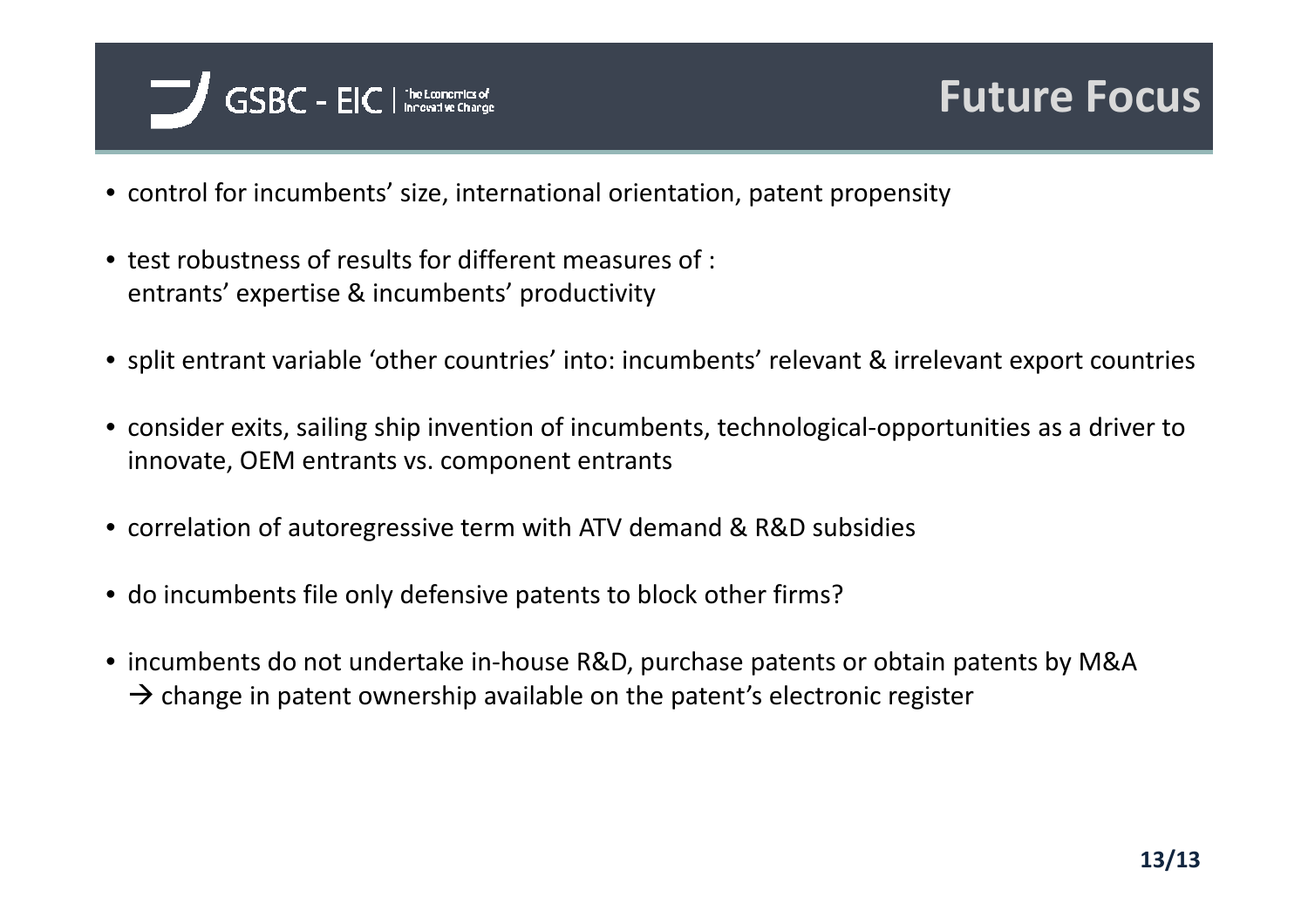# Future Focus

- control for incumbents' size, international orientation, patent propensity
- test robustness of results for different measures of :
  entrants' expertise & incumbents' productivity
- split entrant variable 'other countries' into: incumbents' relevant & irrelevant export countries
- consider exits, sailing ship invention of incumbents, technological-opportunities as a driver to innovate, OEM entrants vs. component entrants
- correlation of autoregressive term with ATV demand & R&D subsidies
- do incumbents file only defensive patents to block other firms?
- incumbents do not undertake in-house R&D, purchase patents or obtain patents by M&A
  → change in patent ownership available on the patent's electronic register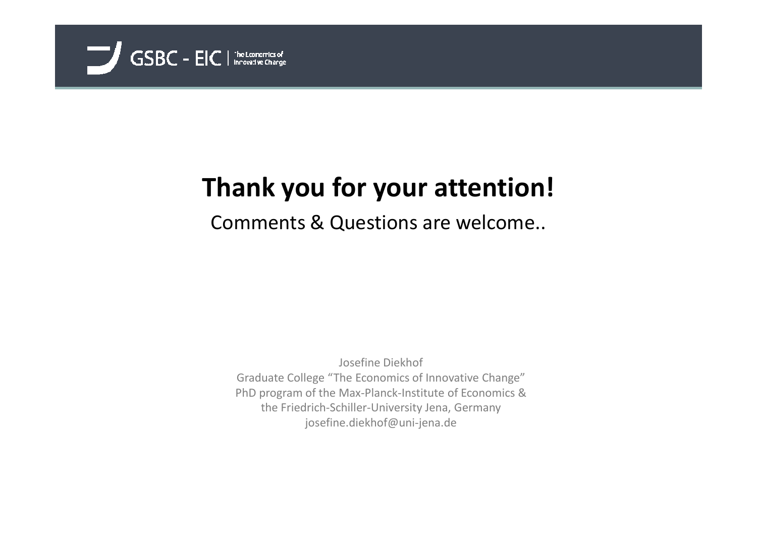# Thank you for your attention!

Comments & Questions are welcome..

Josefine Diekhof
Graduate College "The Economics of Innovative Change"
PhD program of the Max-Planck-Institute of Economics &
the Friedrich-Schiller-University Jena, Germany
josefine.diekhof@uni-jena.de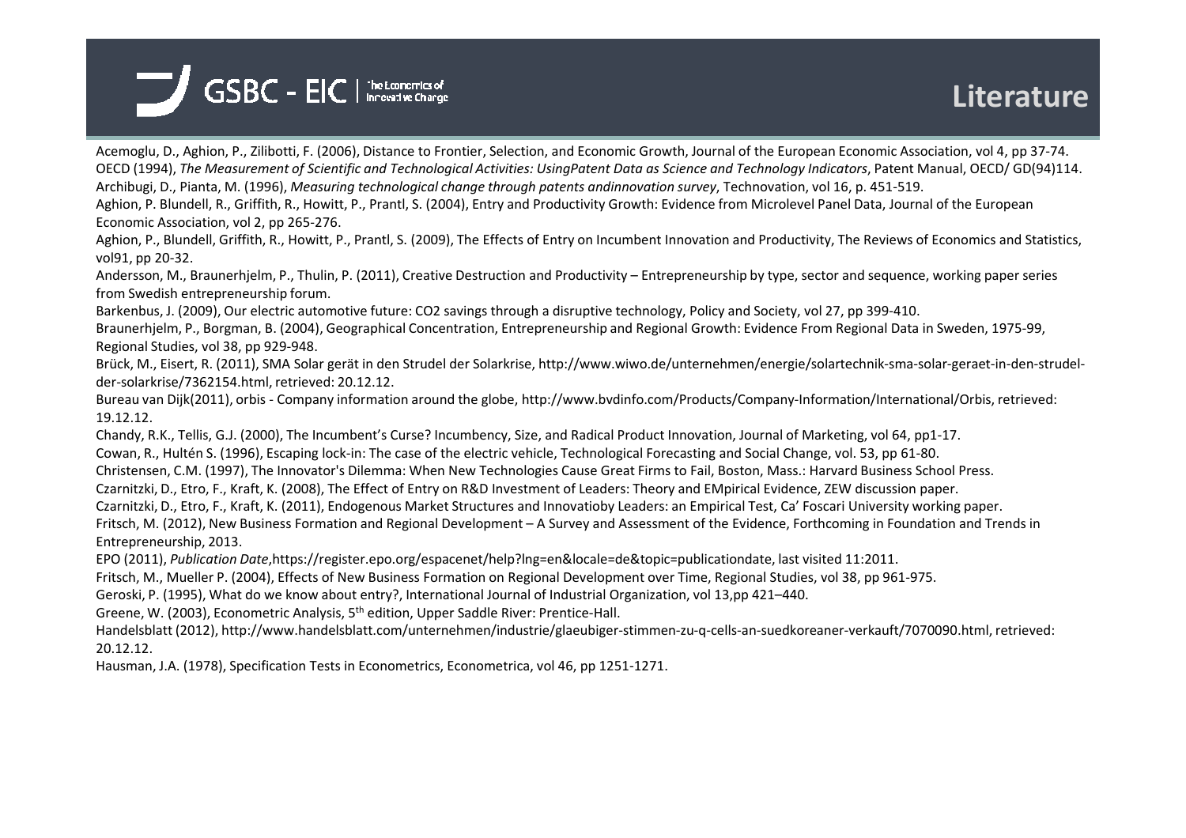# Literature

Acemoglu, D., Aghion, P., Zilibotti, F. (2006), Distance to Frontier, Selection, and Economic Growth, Journal of the European Economic Association, vol 4, pp 37-74.

OECD (1994), *The Measurement of Scientific and Technological Activities: UsingPatent Data as Science and Technology Indicators*, Patent Manual, OECD/ GD(94)114.

Archibugi, D., Pianta, M. (1996), *Measuring technological change through patents andinnovation survey*, Technovation, vol 16, p. 451-519.

Aghion, P. Blundell, R., Griffith, R., Howitt, P., Prantl, S. (2004), Entry and Productivity Growth: Evidence from Microlevel Panel Data, Journal of the European Economic Association, vol 2, pp 265-276.

Aghion, P., Blundell, Griffith, R., Howitt, P., Prantl, S. (2009), The Effects of Entry on Incumbent Innovation and Productivity, The Reviews of Economics and Statistics, vol91, pp 20-32.

Andersson, M., Braunerhjelm, P., Thulin, P. (2011), Creative Destruction and Productivity – Entrepreneurship by type, sector and sequence, working paper series from Swedish entrepreneurship forum.

Barkenbus, J. (2009), Our electric automotive future: CO2 savings through a disruptive technology, Policy and Society, vol 27, pp 399-410.

Braunerhjelm, P., Borgman, B. (2004), Geographical Concentration, Entrepreneurship and Regional Growth: Evidence From Regional Data in Sweden, 1975-99, Regional Studies, vol 38, pp 929-948.

Brück, M., Eisert, R. (2011), SMA Solar gerät in den Strudel der Solarkrise, http://www.wiwo.de/unternehmen/energie/solartechnik-sma-solar-geraet-in-den-strudel-der-solarkrise/7362154.html, retrieved: 20.12.12.

Bureau van Dijk(2011), orbis - Company information around the globe, http://www.bvdinfo.com/Products/Company-Information/International/Orbis, retrieved: 19.12.12.

Chandy, R.K., Tellis, G.J. (2000), The Incumbent's Curse? Incumbency, Size, and Radical Product Innovation, Journal of Marketing, vol 64, pp1-17.

Cowan, R., Hultén S. (1996), Escaping lock-in: The case of the electric vehicle, Technological Forecasting and Social Change, vol. 53, pp 61-80.

Christensen, C.M. (1997), The Innovator's Dilemma: When New Technologies Cause Great Firms to Fail, Boston, Mass.: Harvard Business School Press.

Czarnitzki, D., Etro, F., Kraft, K. (2008), The Effect of Entry on R&D Investment of Leaders: Theory and EMpirical Evidence, ZEW discussion paper.

Czarnitzki, D., Etro, F., Kraft, K. (2011), Endogenous Market Structures and Innovatioby Leaders: an Empirical Test, Ca' Foscari University working paper.

Fritsch, M. (2012), New Business Formation and Regional Development – A Survey and Assessment of the Evidence, Forthcoming in Foundation and Trends in Entrepreneurship, 2013.

EPO (2011), *Publication Date*,https://register.epo.org/espacenet/help?lng=en&locale=de&topic=publicationdate, last visited 11:2011.

Fritsch, M., Mueller P. (2004), Effects of New Business Formation on Regional Development over Time, Regional Studies, vol 38, pp 961-975.

Geroski, P. (1995), What do we know about entry?, International Journal of Industrial Organization, vol 13,pp 421–440.

Greene, W. (2003), Econometric Analysis, 5th edition, Upper Saddle River: Prentice-Hall.

Handelsblatt (2012), http://www.handelsblatt.com/unternehmen/industrie/glaeubiger-stimmen-zu-q-cells-an-suedkoreaner-verkauft/7070090.html, retrieved: 20.12.12.

Hausman, J.A. (1978), Specification Tests in Econometrics, Econometrica, vol 46, pp 1251-1271.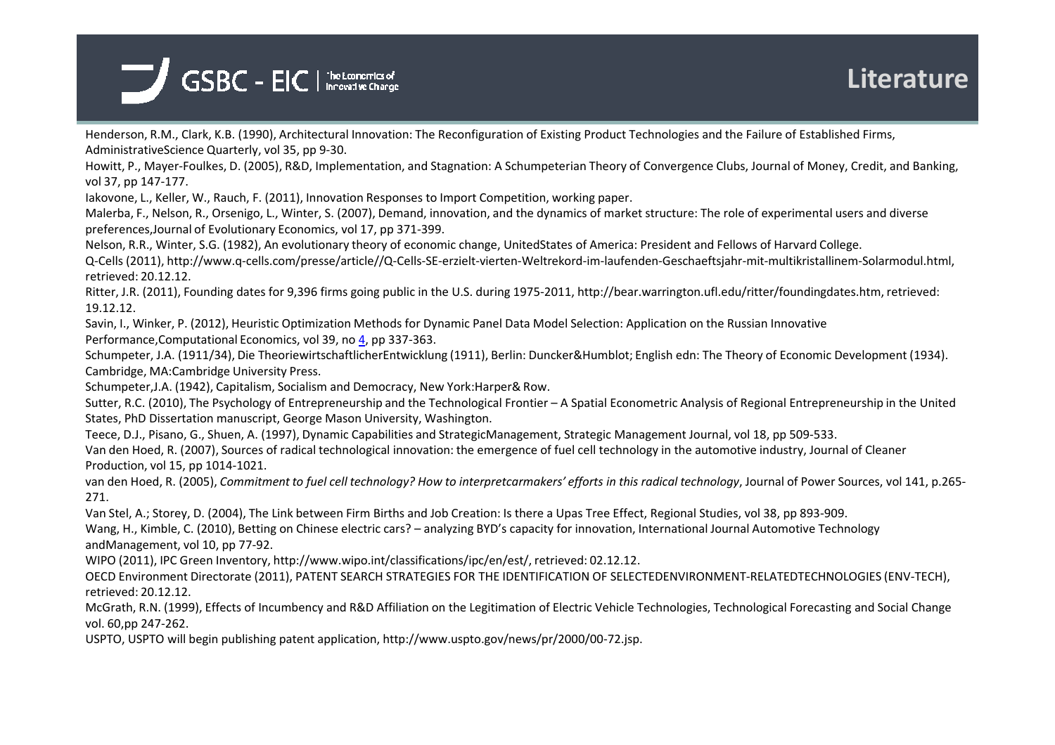# Literature

Henderson, R.M., Clark, K.B. (1990), Architectural Innovation: The Reconfiguration of Existing Product Technologies and the Failure of Established Firms, AdministrativeScience Quarterly, vol 35, pp 9-30.

Howitt, P., Mayer-Foulkes, D. (2005), R&D, Implementation, and Stagnation: A Schumpeterian Theory of Convergence Clubs, Journal of Money, Credit, and Banking, vol 37, pp 147-177.

Iakovone, L., Keller, W., Rauch, F. (2011), Innovation Responses to Import Competition, working paper.

Malerba, F., Nelson, R., Orsenigo, L., Winter, S. (2007), Demand, innovation, and the dynamics of market structure: The role of experimental users and diverse preferences,Journal of Evolutionary Economics, vol 17, pp 371-399.

Nelson, R.R., Winter, S.G. (1982), An evolutionary theory of economic change, UnitedStates of America: President and Fellows of Harvard College.

Q-Cells (2011), http://www.q-cells.com/presse/article//Q-Cells-SE-erzielt-vierten-Weltrekord-im-laufenden-Geschaeftsjahr-mit-multikristallinem-Solarmodul.html, retrieved: 20.12.12.

Ritter, J.R. (2011), Founding dates for 9,396 firms going public in the U.S. during 1975-2011, http://bear.warrington.ufl.edu/ritter/foundingdates.htm, retrieved: 19.12.12.

Savin, I., Winker, P. (2012), Heuristic Optimization Methods for Dynamic Panel Data Model Selection: Application on the Russian Innovative Performance,Computational Economics, vol 39, no 4, pp 337-363.

Schumpeter, J.A. (1911/34), Die TheoriewirtschaftlicherEntwicklung (1911), Berlin: Duncker&Humblot; English edn: The Theory of Economic Development (1934). Cambridge, MA:Cambridge University Press.

Schumpeter,J.A. (1942), Capitalism, Socialism and Democracy, New York:Harper& Row.

Sutter, R.C. (2010), The Psychology of Entrepreneurship and the Technological Frontier – A Spatial Econometric Analysis of Regional Entrepreneurship in the United States, PhD Dissertation manuscript, George Mason University, Washington.

Teece, D.J., Pisano, G., Shuen, A. (1997), Dynamic Capabilities and StrategicManagement, Strategic Management Journal, vol 18, pp 509-533.

Van den Hoed, R. (2007), Sources of radical technological innovation: the emergence of fuel cell technology in the automotive industry, Journal of Cleaner Production, vol 15, pp 1014-1021.

van den Hoed, R. (2005), *Commitment to fuel cell technology? How to interpretcarmakers' efforts in this radical technology*, Journal of Power Sources, vol 141, p.265-271.

Van Stel, A.; Storey, D. (2004), The Link between Firm Births and Job Creation: Is there a Upas Tree Effect, Regional Studies, vol 38, pp 893-909.

Wang, H., Kimble, C. (2010), Betting on Chinese electric cars? – analyzing BYD's capacity for innovation, International Journal Automotive Technology andManagement, vol 10, pp 77-92.

WIPO (2011), IPC Green Inventory, http://www.wipo.int/classifications/ipc/en/est/, retrieved: 02.12.12.

OECD Environment Directorate (2011), PATENT SEARCH STRATEGIES FOR THE IDENTIFICATION OF SELECTEDENVIRONMENT-RELATEDTECHNOLOGIES (ENV-TECH), retrieved: 20.12.12.

McGrath, R.N. (1999), Effects of Incumbency and R&D Affiliation on the Legitimation of Electric Vehicle Technologies, Technological Forecasting and Social Change vol. 60,pp 247-262.

USPTO, USPTO will begin publishing patent application, http://www.uspto.gov/news/pr/2000/00-72.jsp.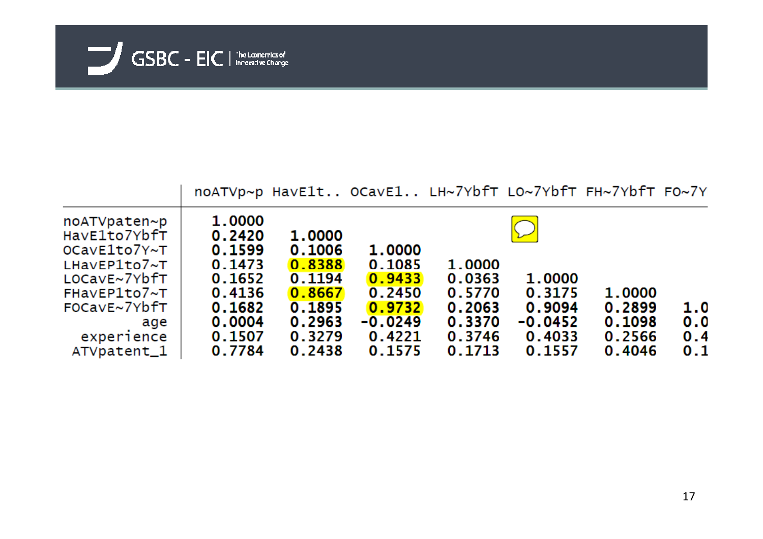|  | noATVp~p | HavE1t.. | OCavE1.. | LH~7YbfT | LO~7YbfT | FH~7YbfT | FO~7Y |
|---|---|---|---|---|---|---|---|
| noATVpaten~p | 1.0000 |  |  |  |  |  |  |
| HavE1to7YbfT | 0.2420 | 1.0000 |  |  |  |  |  |
| OCavE1to7Y~T | 0.1599 | 0.1006 | 1.0000 |  |  |  |  |
| LHavEP1to7~T | 0.1473 | 0.8388 | 0.1085 | 1.0000 |  |  |  |
| LOCavE~7YbfT | 0.1652 | 0.1194 | 0.9433 | 0.0363 | 1.0000 |  |  |
| FHavEP1to7~T | 0.4136 | 0.8667 | 0.2450 | 0.5770 | 0.3175 | 1.0000 |  |
| FOCavE~7YbfT | 0.1682 | 0.1895 | 0.9732 | 0.2063 | 0.9094 | 0.2899 | 1.0 |
| age | 0.0004 | 0.2963 | -0.0249 | 0.3370 | -0.0452 | 0.1098 | 0.0 |
| experience | 0.1507 | 0.3279 | 0.4221 | 0.3746 | 0.4033 | 0.2566 | 0.4 |
| ATVpatent_1 | 0.7784 | 0.2438 | 0.1575 | 0.1713 | 0.1557 | 0.4046 | 0.1 |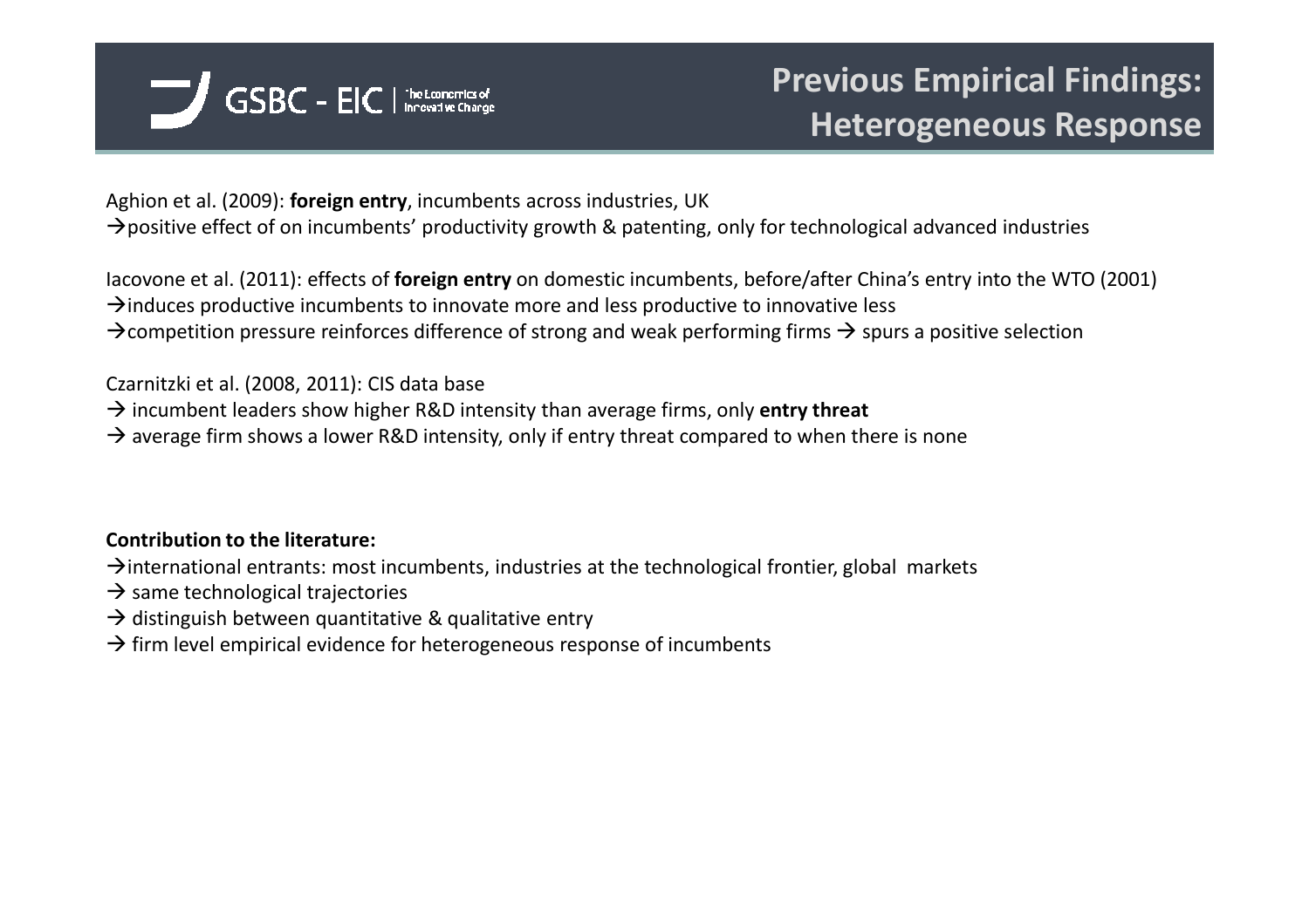# Previous Empirical Findings: Heterogeneous Response

Aghion et al. (2009): **foreign entry**, incumbents across industries, UK

→positive effect of on incumbents' productivity growth & patenting, only for technological advanced industries

Iacovone et al. (2011): effects of **foreign entry** on domestic incumbents, before/after China's entry into the WTO (2001)

→induces productive incumbents to innovate more and less productive to innovative less

→competition pressure reinforces difference of strong and weak performing firms → spurs a positive selection

Czarnitzki et al. (2008, 2011): CIS data base

→ incumbent leaders show higher R&D intensity than average firms, only **entry threat**

→ average firm shows a lower R&D intensity, only if entry threat compared to when there is none

**Contribution to the literature:**

→international entrants: most incumbents, industries at the technological frontier, global markets

→ same technological trajectories

→ distinguish between quantitative & qualitative entry

→ firm level empirical evidence for heterogeneous response of incumbents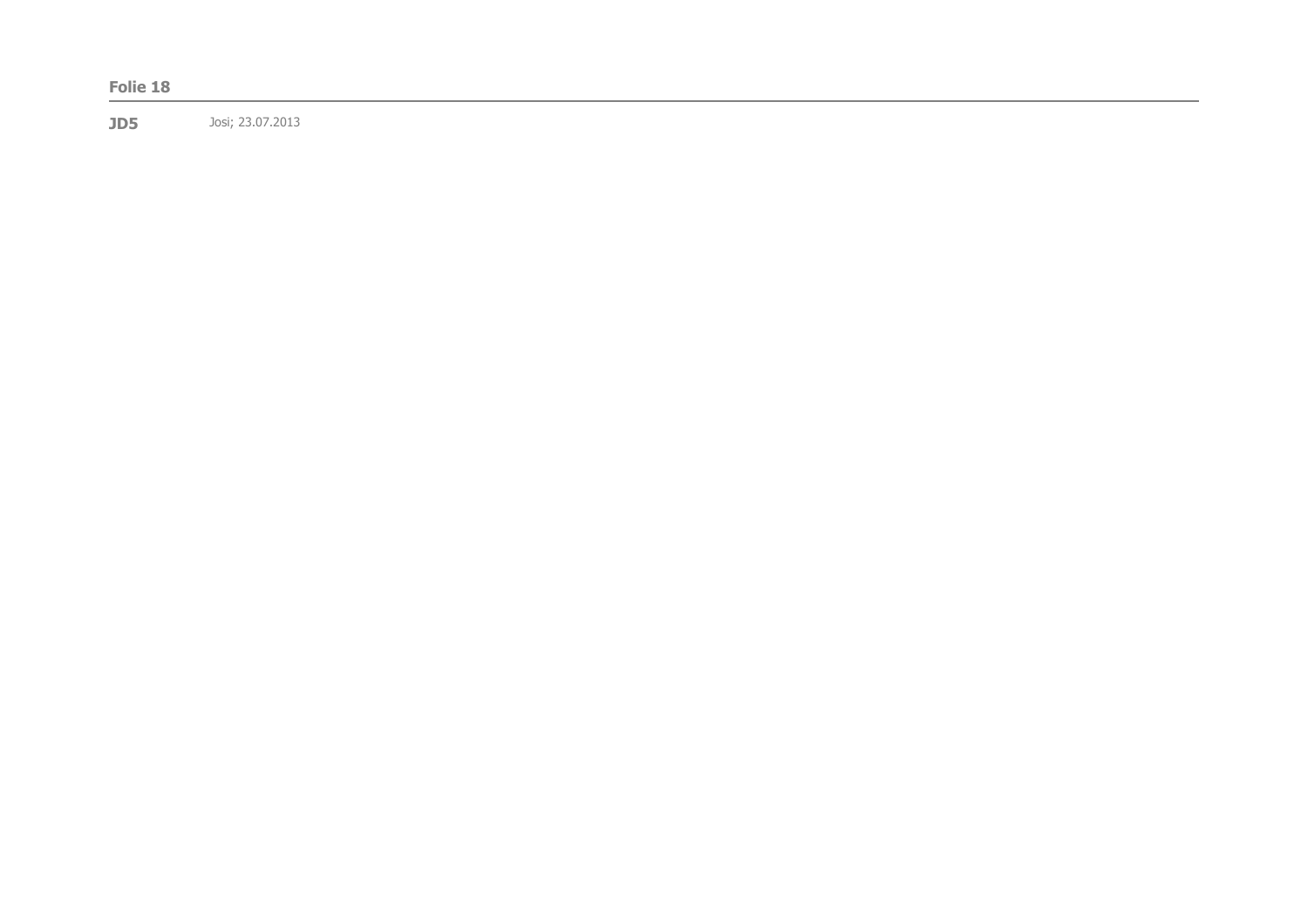**Folie 18**

---

**JD5** Josi; 23.07.2013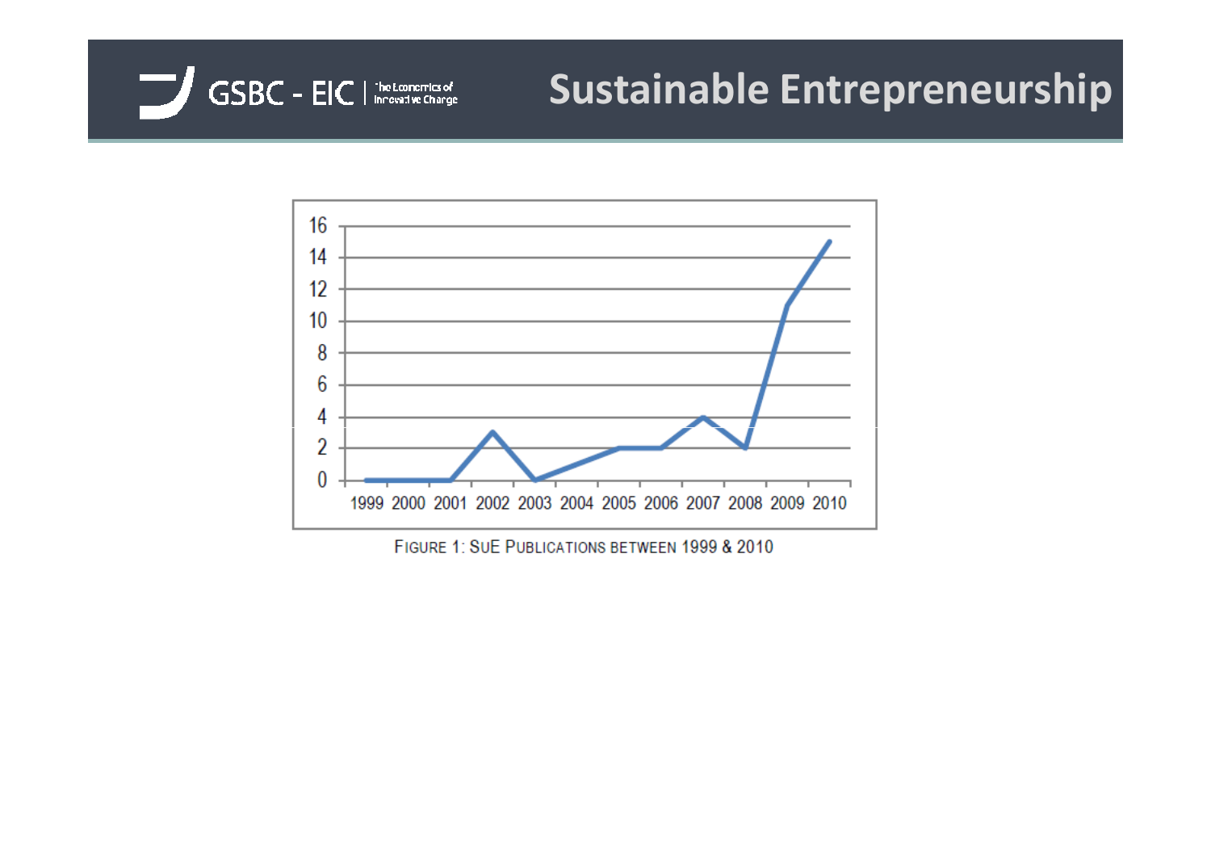# Sustainable Entrepreneurship

| Year | SuE Publications |
| --- | --- |
| 1999 | 0 |
| 2000 | 0 |
| 2001 | 0 |
| 2002 | 3 |
| 2003 | 0 |
| 2004 | 1 |
| 2005 | 2 |
| 2006 | 2 |
| 2007 | 4 |
| 2008 | 2 |
| 2009 | 11 |
| 2010 | 15 |

FIGURE 1: SUE PUBLICATIONS BETWEEN 1999 & 2010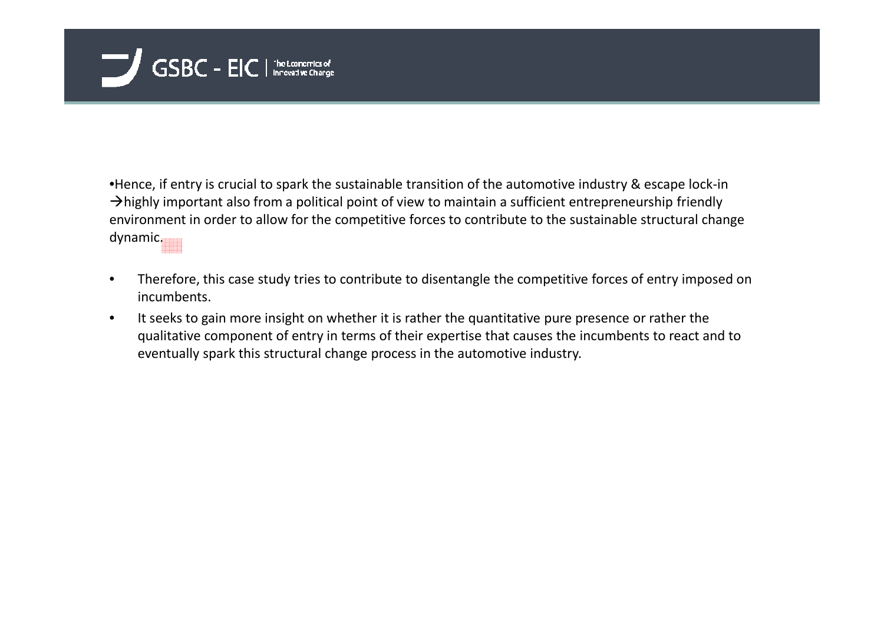•Hence, if entry is crucial to spark the sustainable transition of the automotive industry & escape lock-in →highly important also from a political point of view to maintain a sufficient entrepreneurship friendly environment in order to allow for the competitive forces to contribute to the sustainable structural change dynamic.

- Therefore, this case study tries to contribute to disentangle the competitive forces of entry imposed on incumbents.
- It seeks to gain more insight on whether it is rather the quantitative pure presence or rather the qualitative component of entry in terms of their expertise that causes the incumbents to react and to eventually spark this structural change process in the automotive industry.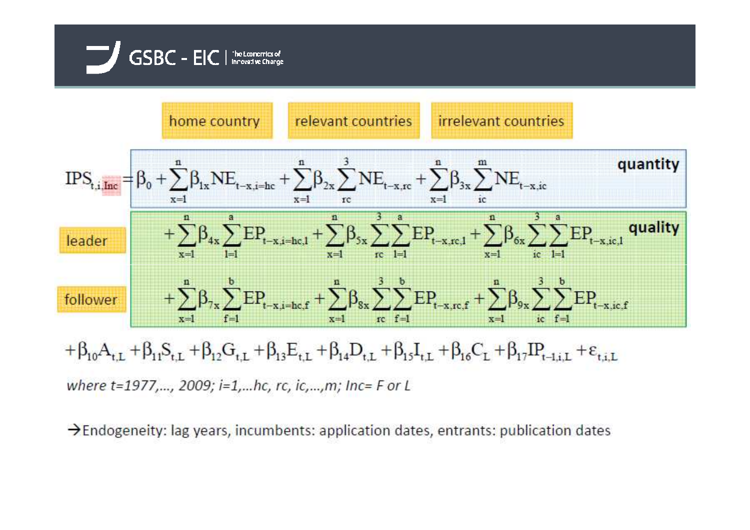home country | relevant countries | irrelevant countries

**quantity**

$$IPS_{t,i,Inc} = \beta_0 + \sum_{x=1}^{n} \beta_{1x} NE_{t-x,i=hc} + \sum_{x=1}^{n} \beta_{2x} \sum_{rc}^{3} NE_{t-x,rc} + \sum_{x=1}^{n} \beta_{3x} \sum_{ic}^{m} NE_{t-x,ic}$$

**quality**

leader

$$+ \sum_{x=1}^{n} \beta_{4x} \sum_{l=1}^{a} EP_{t-x,i=hc,l} + \sum_{x=1}^{n} \beta_{5x} \sum_{rc}^{3} \sum_{l=1}^{a} EP_{t-x,rc,l} + \sum_{x=1}^{n} \beta_{6x} \sum_{ic}^{3} \sum_{l=1}^{a} EP_{t-x,ic,l}$$

follower

$$+ \sum_{x=1}^{n} \beta_{7x} \sum_{f=1}^{b} EP_{t-x,i=hc,f} + \sum_{x=1}^{n} \beta_{8x} \sum_{rc}^{3} \sum_{f=1}^{b} EP_{t-x,rc,f} + \sum_{x=1}^{n} \beta_{9x} \sum_{ic}^{3} \sum_{f=1}^{b} EP_{t-x,ic,f}$$

$$+ \beta_{10} A_{t,L} + \beta_{11} S_{t,L} + \beta_{12} G_{t,L} + \beta_{13} E_{t,L} + \beta_{14} D_{t,L} + \beta_{15} I_{t,L} + \beta_{16} C_{L} + \beta_{17} IP_{t-1,i,L} + \varepsilon_{t,i,L}$$

*where t=1977,..., 2009; i=1,...hc, rc, ic,...,m; Inc= F or L*

→Endogeneity: lag years, incumbents: application dates, entrants: publication dates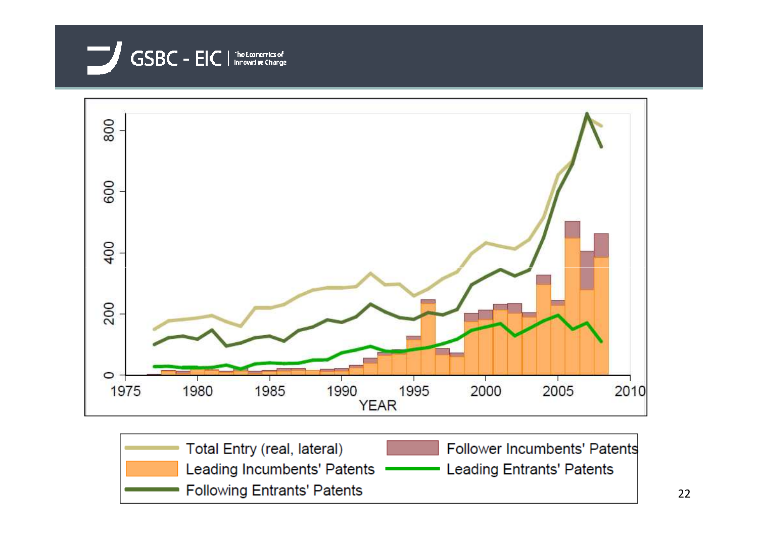GSBC - EIC | The Economics of Innovative Change

Total Entry (real, lateral)

Leading Incumbents' Patents

Following Entrants' Patents

Follower Incumbents' Patents

Leading Entrants' Patents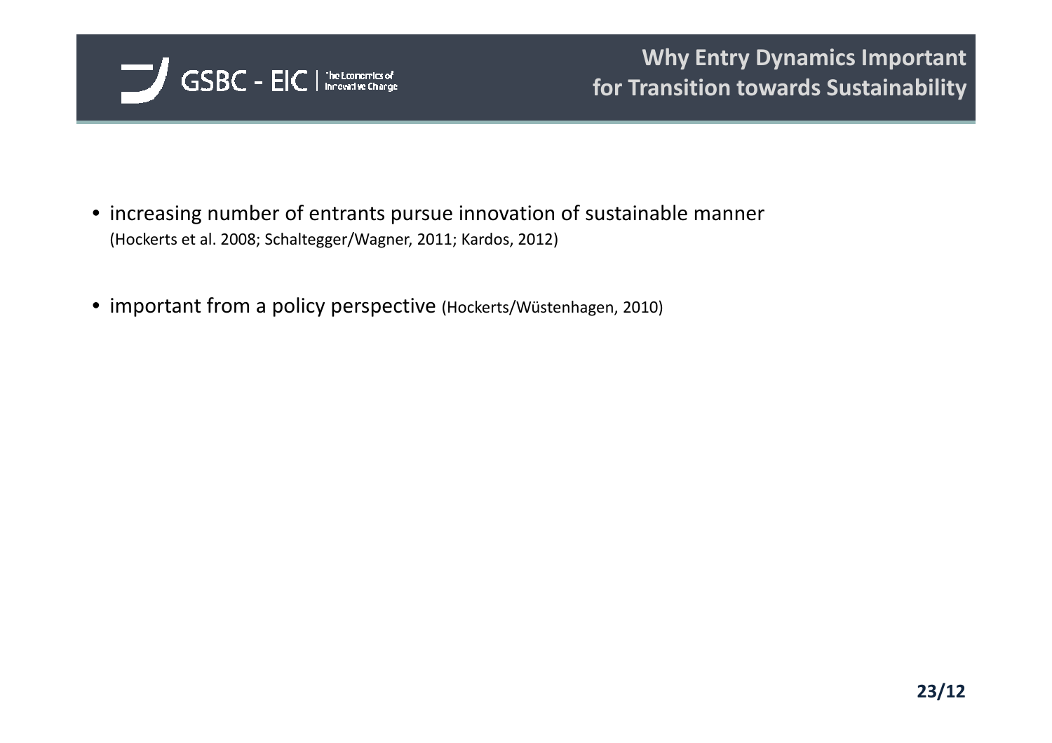# Why Entry Dynamics Important for Transition towards Sustainability

- increasing number of entrants pursue innovation of sustainable manner (Hockerts et al. 2008; Schaltegger/Wagner, 2011; Kardos, 2012)
- important from a policy perspective (Hockerts/Wüstenhagen, 2010)